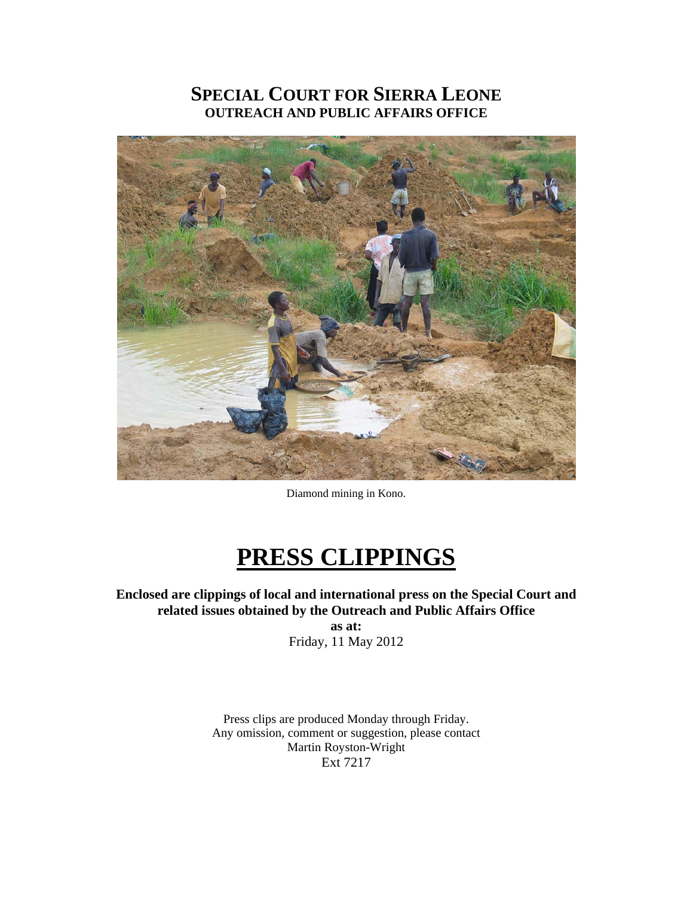# SPECIAL COURT FOR SIERRA LEONE
## OUTREACH AND PUBLIC AFFAIRS OFFICE

Diamond mining in Kono.

# PRESS CLIPPINGS

**Enclosed are clippings of local and international press on the Special Court and related issues obtained by the Outreach and Public Affairs Office**

**as at:**

Friday, 11 May 2012

Press clips are produced Monday through Friday.
Any omission, comment or suggestion, please contact
Martin Royston-Wright
Ext 7217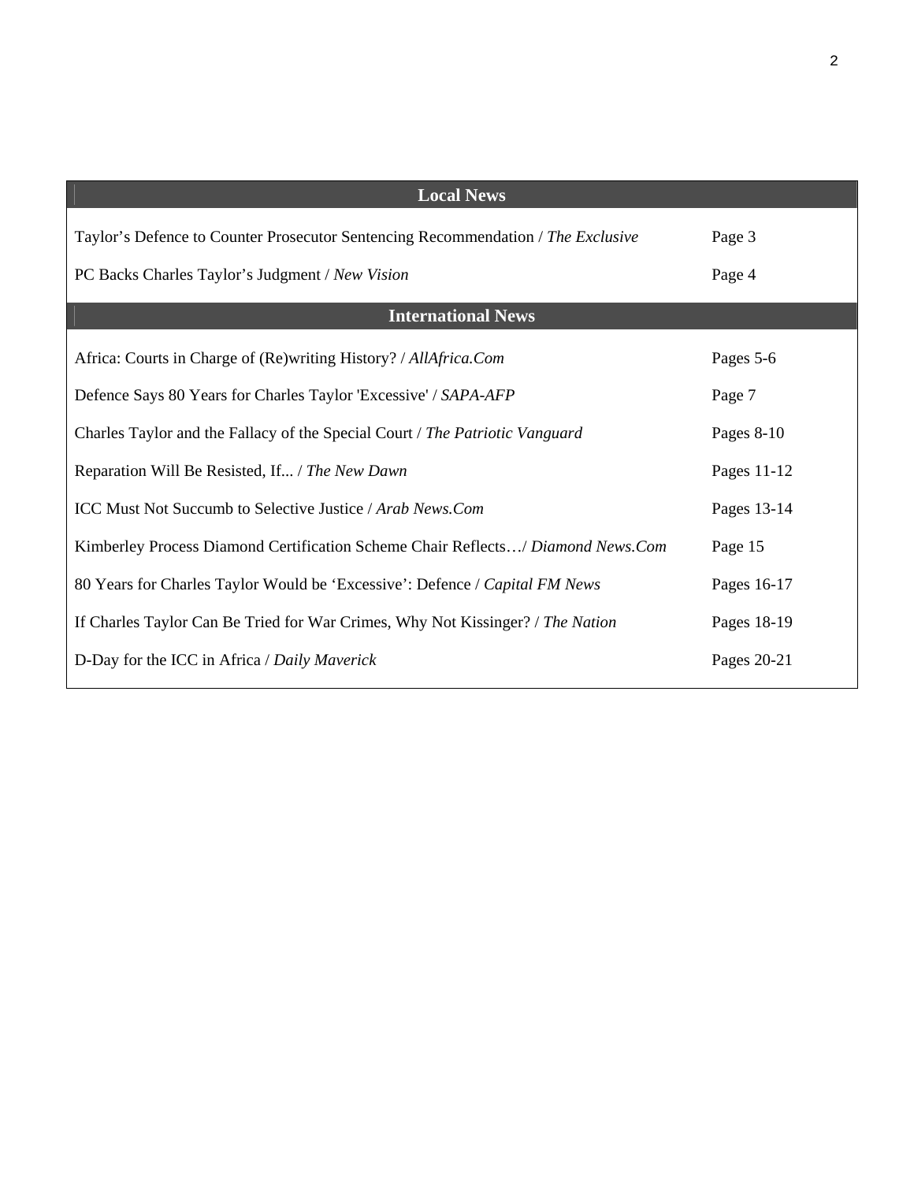| Local News | |
|---|---|
| Taylor's Defence to Counter Prosecutor Sentencing Recommendation / *The Exclusive* | Page 3 |
| PC Backs Charles Taylor's Judgment / *New Vision* | Page 4 |
| **International News** | |
| Africa: Courts in Charge of (Re)writing History? / *AllAfrica.Com* | Pages 5-6 |
| Defence Says 80 Years for Charles Taylor 'Excessive' / *SAPA-AFP* | Page 7 |
| Charles Taylor and the Fallacy of the Special Court / *The Patriotic Vanguard* | Pages 8-10 |
| Reparation Will Be Resisted, If... / *The New Dawn* | Pages 11-12 |
| ICC Must Not Succumb to Selective Justice / *Arab News.Com* | Pages 13-14 |
| Kimberley Process Diamond Certification Scheme Chair Reflects…/ *Diamond News.Com* | Page 15 |
| 80 Years for Charles Taylor Would be 'Excessive': Defence / *Capital FM News* | Pages 16-17 |
| If Charles Taylor Can Be Tried for War Crimes, Why Not Kissinger? / *The Nation* | Pages 18-19 |
| D-Day for the ICC in Africa / *Daily Maverick* | Pages 20-21 |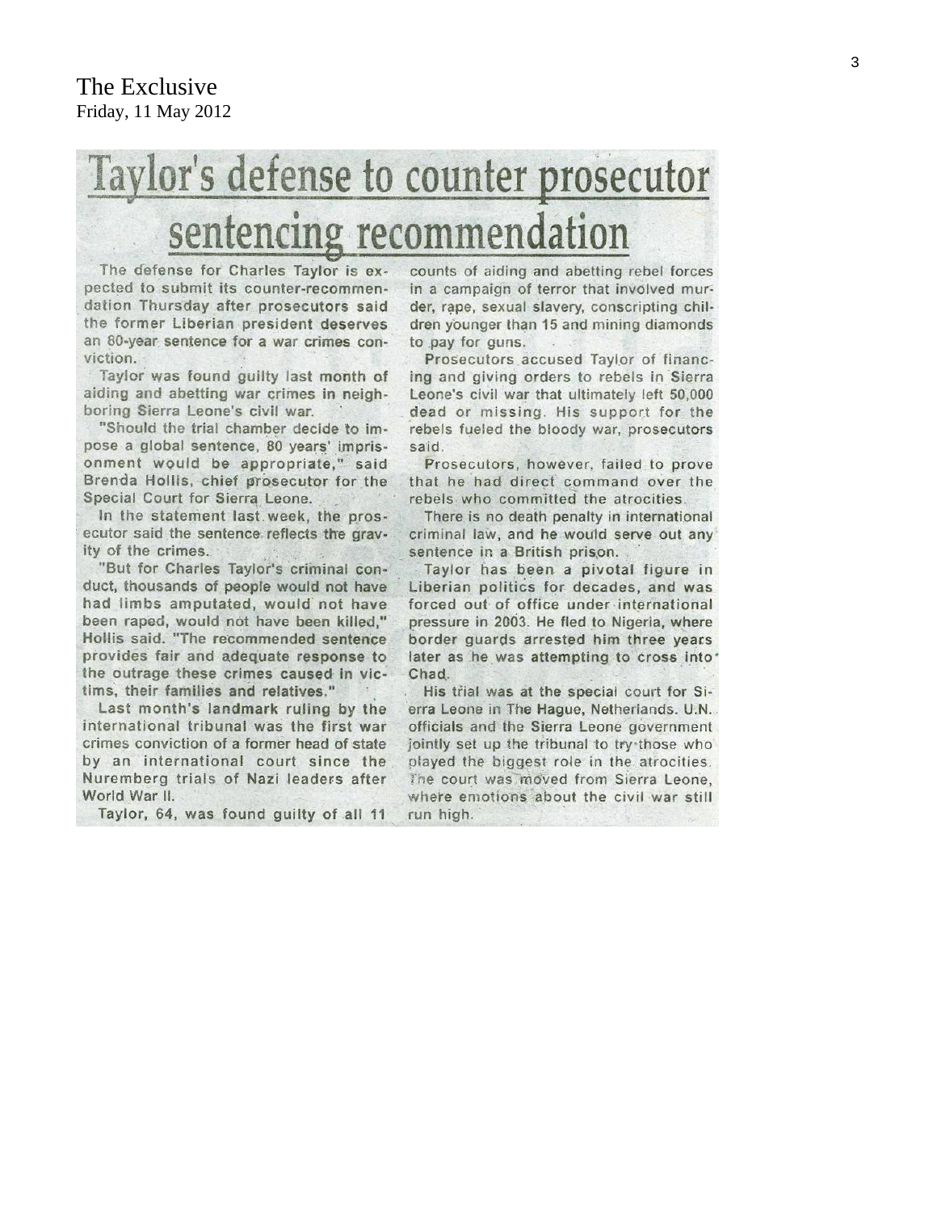The Exclusive
Friday, 11 May 2012

# Taylor's defense to counter prosecutor sentencing recommendation

The defense for Charles Taylor is expected to submit its counter-recommendation Thursday after prosecutors said the former Liberian president deserves an 80-year sentence for a war crimes conviction.

Taylor was found guilty last month of aiding and abetting war crimes in neighboring Sierra Leone's civil war.

"Should the trial chamber decide to impose a global sentence, 80 years' imprisonment would be appropriate," said Brenda Hollis, chief prosecutor for the Special Court for Sierra Leone.

In the statement last week, the prosecutor said the sentence reflects the gravity of the crimes.

"But for Charles Taylor's criminal conduct, thousands of people would not have had limbs amputated, would not have been raped, would not have been killed," Hollis said. "The recommended sentence provides fair and adequate response to the outrage these crimes caused in victims, their families and relatives."

Last month's landmark ruling by the international tribunal was the first war crimes conviction of a former head of state by an international court since the Nuremberg trials of Nazi leaders after World War II.

Taylor, 64, was found guilty of all 11 counts of aiding and abetting rebel forces in a campaign of terror that involved murder, rape, sexual slavery, conscripting children younger than 15 and mining diamonds to pay for guns.

Prosecutors accused Taylor of financing and giving orders to rebels in Sierra Leone's civil war that ultimately left 50,000 dead or missing. His support for the rebels fueled the bloody war, prosecutors said.

Prosecutors, however, failed to prove that he had direct command over the rebels who committed the atrocities.

There is no death penalty in international criminal law, and he would serve out any sentence in a British prison.

Taylor has been a pivotal figure in Liberian politics for decades, and was forced out of office under international pressure in 2003. He fled to Nigeria, where border guards arrested him three years later as he was attempting to cross into Chad.

His trial was at the special court for Sierra Leone in The Hague, Netherlands. U.N. officials and the Sierra Leone government jointly set up the tribunal to try those who played the biggest role in the atrocities. The court was moved from Sierra Leone, where emotions about the civil war still run high.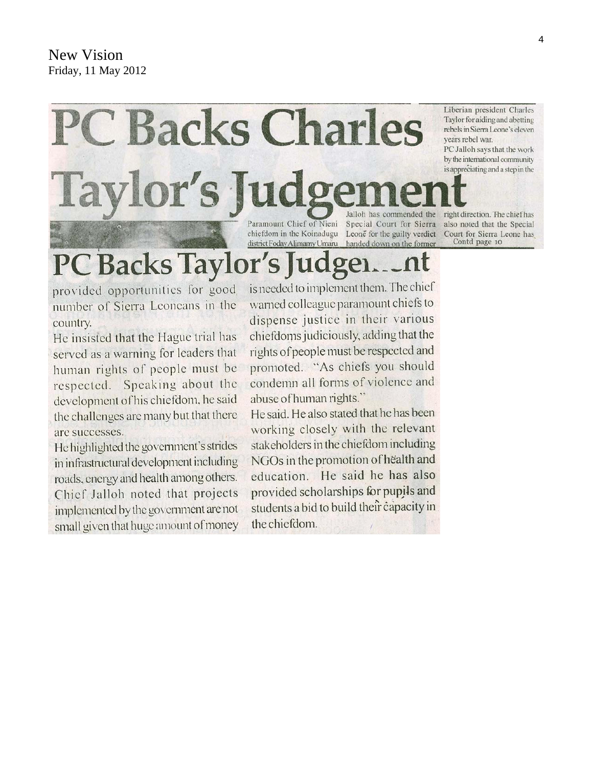New Vision
Friday, 11 May 2012

# PC Backs Charles Taylor's Judgement

Paramount Chief of Nieni chiefdom in the Koinadugu district Foday Alimamy Umaru Jalloh has commended the Special Court for Sierra Leone for the guilty verdict handed down on the former Liberian president Charles Taylor for aiding and abetting rebels in Sierra Leone's eleven years rebel war.

PC Jalloh says that the work by the international community is appreciating and a step in the right direction. The chief has also noted that the Special Court for Sierra Leone has

Contd page 10

# PC Backs Taylor's Judgement

provided opportunities for good number of Sierra Leoneans in the country.

He insisted that the Hague trial has served as a warning for leaders that human rights of people must be respected. Speaking about the development of his chiefdom, he said the challenges are many but that there are successes.

He highlighted the government's strides in infrastructural development including roads, energy and health among others. Chief Jalloh noted that projects implemented by the government are not small given that huge amount of money is needed to implement them. The chief warned colleague paramount chiefs to dispense justice in their various chiefdoms judiciously, adding that the rights of people must be respected and promoted. "As chiefs you should condemn all forms of violence and abuse of human rights."

He said. He also stated that he has been working closely with the relevant stakeholders in the chiefdom including NGOs in the promotion of health and education. He said he has also provided scholarships for pupils and students a bid to build their capacity in the chiefdom.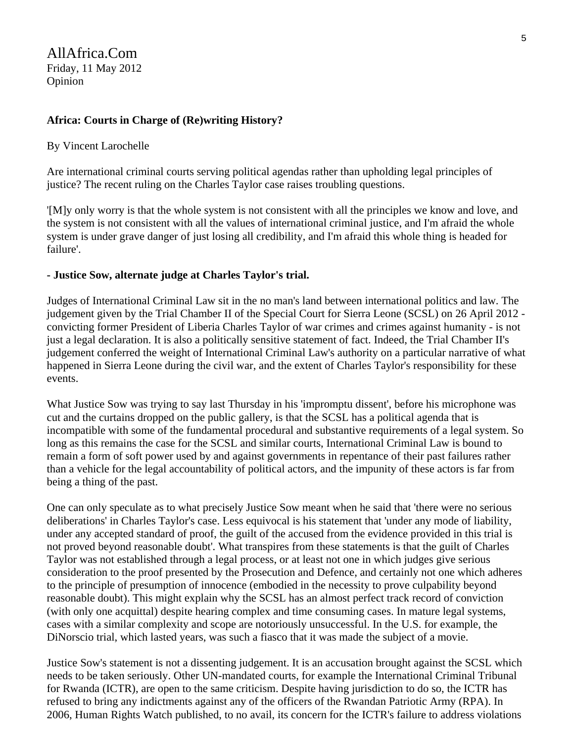AllAfrica.Com
Friday, 11 May 2012
Opinion

**Africa: Courts in Charge of (Re)writing History?**

By Vincent Larochelle

Are international criminal courts serving political agendas rather than upholding legal principles of justice? The recent ruling on the Charles Taylor case raises troubling questions.

'[M]y only worry is that the whole system is not consistent with all the principles we know and love, and the system is not consistent with all the values of international criminal justice, and I'm afraid the whole system is under grave danger of just losing all credibility, and I'm afraid this whole thing is headed for failure'.

**- Justice Sow, alternate judge at Charles Taylor's trial.**

Judges of International Criminal Law sit in the no man's land between international politics and law. The judgement given by the Trial Chamber II of the Special Court for Sierra Leone (SCSL) on 26 April 2012 - convicting former President of Liberia Charles Taylor of war crimes and crimes against humanity - is not just a legal declaration. It is also a politically sensitive statement of fact. Indeed, the Trial Chamber II's judgement conferred the weight of International Criminal Law's authority on a particular narrative of what happened in Sierra Leone during the civil war, and the extent of Charles Taylor's responsibility for these events.

What Justice Sow was trying to say last Thursday in his 'impromptu dissent', before his microphone was cut and the curtains dropped on the public gallery, is that the SCSL has a political agenda that is incompatible with some of the fundamental procedural and substantive requirements of a legal system. So long as this remains the case for the SCSL and similar courts, International Criminal Law is bound to remain a form of soft power used by and against governments in repentance of their past failures rather than a vehicle for the legal accountability of political actors, and the impunity of these actors is far from being a thing of the past.

One can only speculate as to what precisely Justice Sow meant when he said that 'there were no serious deliberations' in Charles Taylor's case. Less equivocal is his statement that 'under any mode of liability, under any accepted standard of proof, the guilt of the accused from the evidence provided in this trial is not proved beyond reasonable doubt'. What transpires from these statements is that the guilt of Charles Taylor was not established through a legal process, or at least not one in which judges give serious consideration to the proof presented by the Prosecution and Defence, and certainly not one which adheres to the principle of presumption of innocence (embodied in the necessity to prove culpability beyond reasonable doubt). This might explain why the SCSL has an almost perfect track record of conviction (with only one acquittal) despite hearing complex and time consuming cases. In mature legal systems, cases with a similar complexity and scope are notoriously unsuccessful. In the U.S. for example, the DiNorscio trial, which lasted years, was such a fiasco that it was made the subject of a movie.

Justice Sow's statement is not a dissenting judgement. It is an accusation brought against the SCSL which needs to be taken seriously. Other UN-mandated courts, for example the International Criminal Tribunal for Rwanda (ICTR), are open to the same criticism. Despite having jurisdiction to do so, the ICTR has refused to bring any indictments against any of the officers of the Rwandan Patriotic Army (RPA). In 2006, Human Rights Watch published, to no avail, its concern for the ICTR's failure to address violations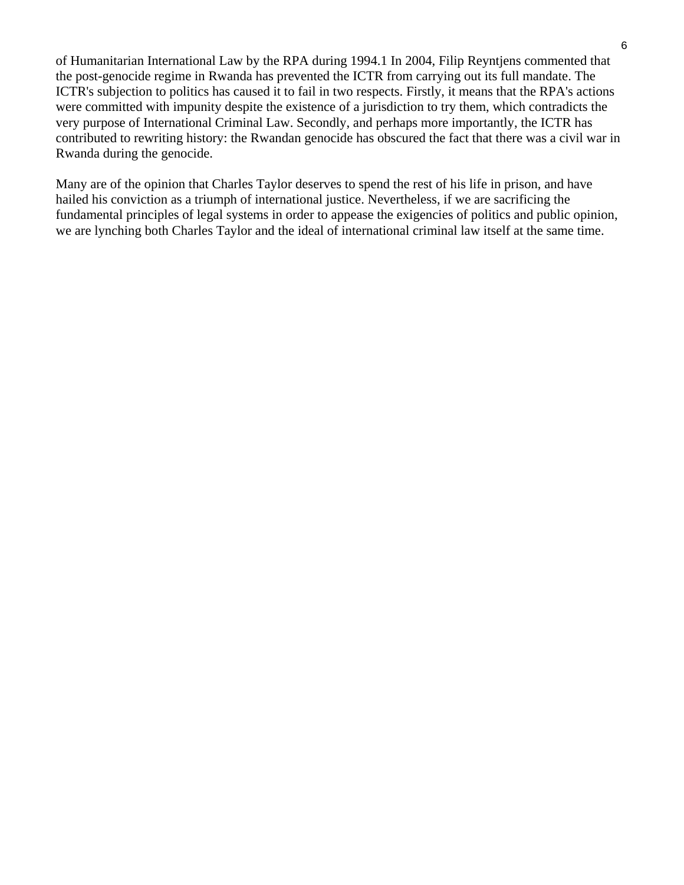of Humanitarian International Law by the RPA during 1994.[1] In 2004, Filip Reyntjens commented that the post-genocide regime in Rwanda has prevented the ICTR from carrying out its full mandate. The ICTR's subjection to politics has caused it to fail in two respects. Firstly, it means that the RPA's actions were committed with impunity despite the existence of a jurisdiction to try them, which contradicts the very purpose of International Criminal Law. Secondly, and perhaps more importantly, the ICTR has contributed to rewriting history: the Rwandan genocide has obscured the fact that there was a civil war in Rwanda during the genocide.

Many are of the opinion that Charles Taylor deserves to spend the rest of his life in prison, and have hailed his conviction as a triumph of international justice. Nevertheless, if we are sacrificing the fundamental principles of legal systems in order to appease the exigencies of politics and public opinion, we are lynching both Charles Taylor and the ideal of international criminal law itself at the same time.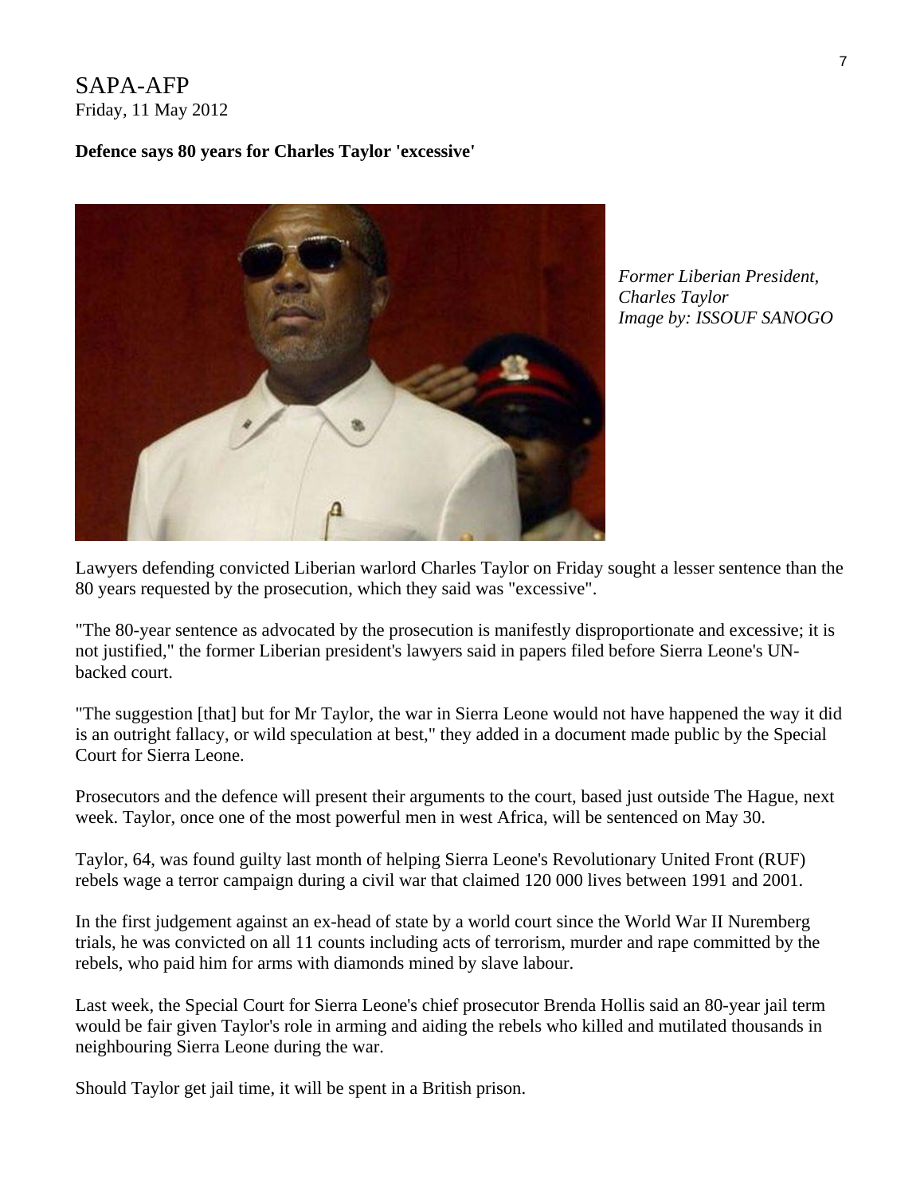SAPA-AFP
Friday, 11 May 2012

**Defence says 80 years for Charles Taylor 'excessive'**

*Former Liberian President, Charles Taylor*
*Image by: ISSOUF SANOGO*

Lawyers defending convicted Liberian warlord Charles Taylor on Friday sought a lesser sentence than the 80 years requested by the prosecution, which they said was "excessive".

"The 80-year sentence as advocated by the prosecution is manifestly disproportionate and excessive; it is not justified," the former Liberian president's lawyers said in papers filed before Sierra Leone's UN-backed court.

"The suggestion [that] but for Mr Taylor, the war in Sierra Leone would not have happened the way it did is an outright fallacy, or wild speculation at best," they added in a document made public by the Special Court for Sierra Leone.

Prosecutors and the defence will present their arguments to the court, based just outside The Hague, next week. Taylor, once one of the most powerful men in west Africa, will be sentenced on May 30.

Taylor, 64, was found guilty last month of helping Sierra Leone's Revolutionary United Front (RUF) rebels wage a terror campaign during a civil war that claimed 120 000 lives between 1991 and 2001.

In the first judgement against an ex-head of state by a world court since the World War II Nuremberg trials, he was convicted on all 11 counts including acts of terrorism, murder and rape committed by the rebels, who paid him for arms with diamonds mined by slave labour.

Last week, the Special Court for Sierra Leone's chief prosecutor Brenda Hollis said an 80-year jail term would be fair given Taylor's role in arming and aiding the rebels who killed and mutilated thousands in neighbouring Sierra Leone during the war.

Should Taylor get jail time, it will be spent in a British prison.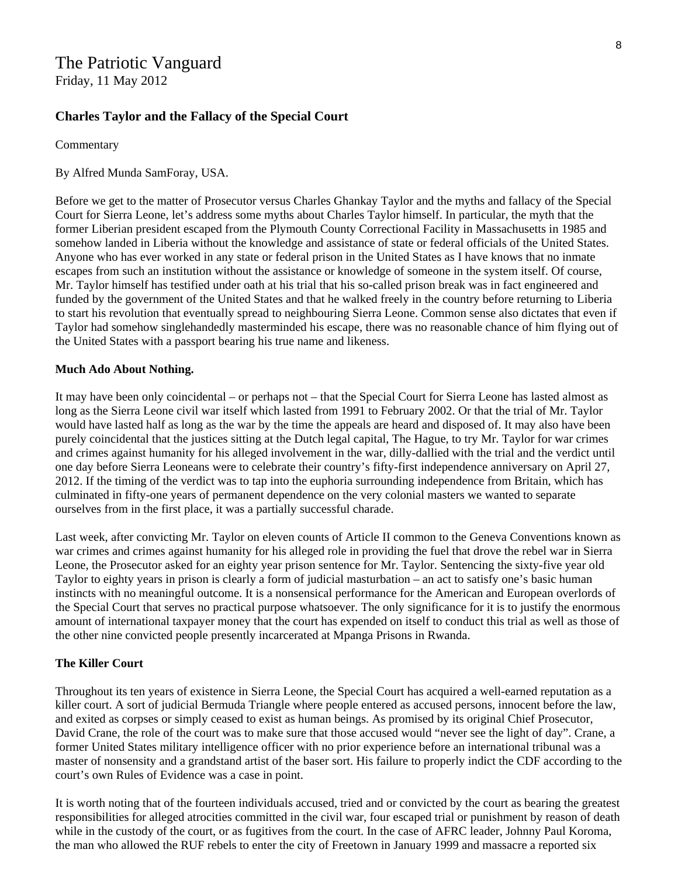The Patriotic Vanguard
Friday, 11 May 2012

### Charles Taylor and the Fallacy of the Special Court

Commentary

By Alfred Munda SamForay, USA.

Before we get to the matter of Prosecutor versus Charles Ghankay Taylor and the myths and fallacy of the Special Court for Sierra Leone, let's address some myths about Charles Taylor himself. In particular, the myth that the former Liberian president escaped from the Plymouth County Correctional Facility in Massachusetts in 1985 and somehow landed in Liberia without the knowledge and assistance of state or federal officials of the United States. Anyone who has ever worked in any state or federal prison in the United States as I have knows that no inmate escapes from such an institution without the assistance or knowledge of someone in the system itself. Of course, Mr. Taylor himself has testified under oath at his trial that his so-called prison break was in fact engineered and funded by the government of the United States and that he walked freely in the country before returning to Liberia to start his revolution that eventually spread to neighbouring Sierra Leone. Common sense also dictates that even if Taylor had somehow singlehandedly masterminded his escape, there was no reasonable chance of him flying out of the United States with a passport bearing his true name and likeness.

**Much Ado About Nothing.**

It may have been only coincidental – or perhaps not – that the Special Court for Sierra Leone has lasted almost as long as the Sierra Leone civil war itself which lasted from 1991 to February 2002. Or that the trial of Mr. Taylor would have lasted half as long as the war by the time the appeals are heard and disposed of. It may also have been purely coincidental that the justices sitting at the Dutch legal capital, The Hague, to try Mr. Taylor for war crimes and crimes against humanity for his alleged involvement in the war, dilly-dallied with the trial and the verdict until one day before Sierra Leoneans were to celebrate their country's fifty-first independence anniversary on April 27, 2012. If the timing of the verdict was to tap into the euphoria surrounding independence from Britain, which has culminated in fifty-one years of permanent dependence on the very colonial masters we wanted to separate ourselves from in the first place, it was a partially successful charade.

Last week, after convicting Mr. Taylor on eleven counts of Article II common to the Geneva Conventions known as war crimes and crimes against humanity for his alleged role in providing the fuel that drove the rebel war in Sierra Leone, the Prosecutor asked for an eighty year prison sentence for Mr. Taylor. Sentencing the sixty-five year old Taylor to eighty years in prison is clearly a form of judicial masturbation – an act to satisfy one's basic human instincts with no meaningful outcome. It is a nonsensical performance for the American and European overlords of the Special Court that serves no practical purpose whatsoever. The only significance for it is to justify the enormous amount of international taxpayer money that the court has expended on itself to conduct this trial as well as those of the other nine convicted people presently incarcerated at Mpanga Prisons in Rwanda.

**The Killer Court**

Throughout its ten years of existence in Sierra Leone, the Special Court has acquired a well-earned reputation as a killer court. A sort of judicial Bermuda Triangle where people entered as accused persons, innocent before the law, and exited as corpses or simply ceased to exist as human beings. As promised by its original Chief Prosecutor, David Crane, the role of the court was to make sure that those accused would "never see the light of day". Crane, a former United States military intelligence officer with no prior experience before an international tribunal was a master of nonsensity and a grandstand artist of the baser sort. His failure to properly indict the CDF according to the court's own Rules of Evidence was a case in point.

It is worth noting that of the fourteen individuals accused, tried and or convicted by the court as bearing the greatest responsibilities for alleged atrocities committed in the civil war, four escaped trial or punishment by reason of death while in the custody of the court, or as fugitives from the court. In the case of AFRC leader, Johnny Paul Koroma, the man who allowed the RUF rebels to enter the city of Freetown in January 1999 and massacre a reported six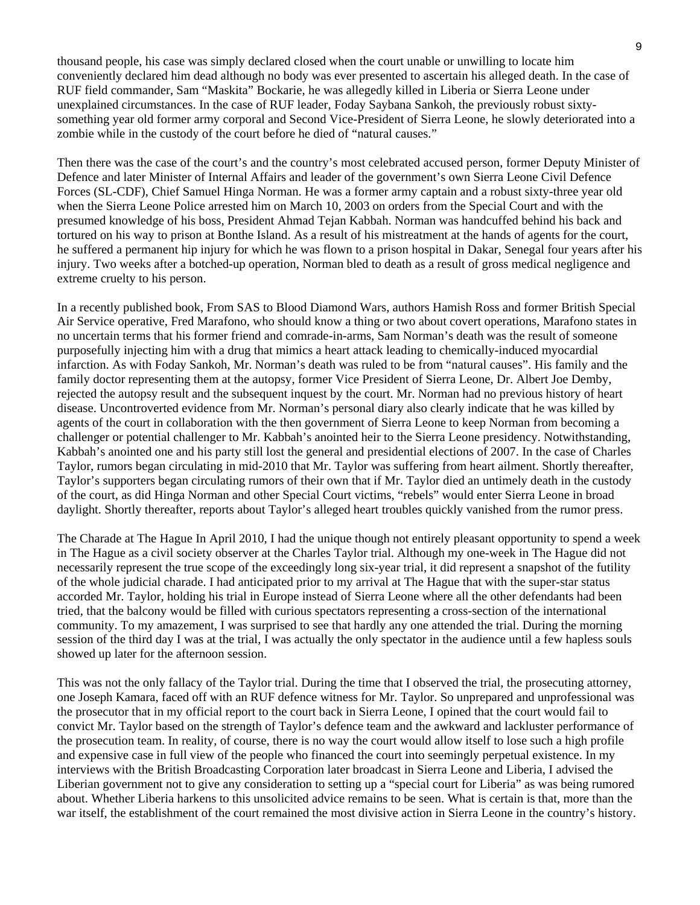thousand people, his case was simply declared closed when the court unable or unwilling to locate him conveniently declared him dead although no body was ever presented to ascertain his alleged death. In the case of RUF field commander, Sam "Maskita" Bockarie, he was allegedly killed in Liberia or Sierra Leone under unexplained circumstances. In the case of RUF leader, Foday Saybana Sankoh, the previously robust sixty-something year old former army corporal and Second Vice-President of Sierra Leone, he slowly deteriorated into a zombie while in the custody of the court before he died of "natural causes."

Then there was the case of the court's and the country's most celebrated accused person, former Deputy Minister of Defence and later Minister of Internal Affairs and leader of the government's own Sierra Leone Civil Defence Forces (SL-CDF), Chief Samuel Hinga Norman. He was a former army captain and a robust sixty-three year old when the Sierra Leone Police arrested him on March 10, 2003 on orders from the Special Court and with the presumed knowledge of his boss, President Ahmad Tejan Kabbah. Norman was handcuffed behind his back and tortured on his way to prison at Bonthe Island. As a result of his mistreatment at the hands of agents for the court, he suffered a permanent hip injury for which he was flown to a prison hospital in Dakar, Senegal four years after his injury. Two weeks after a botched-up operation, Norman bled to death as a result of gross medical negligence and extreme cruelty to his person.

In a recently published book, From SAS to Blood Diamond Wars, authors Hamish Ross and former British Special Air Service operative, Fred Marafono, who should know a thing or two about covert operations, Marafono states in no uncertain terms that his former friend and comrade-in-arms, Sam Norman's death was the result of someone purposefully injecting him with a drug that mimics a heart attack leading to chemically-induced myocardial infarction. As with Foday Sankoh, Mr. Norman's death was ruled to be from "natural causes". His family and the family doctor representing them at the autopsy, former Vice President of Sierra Leone, Dr. Albert Joe Demby, rejected the autopsy result and the subsequent inquest by the court. Mr. Norman had no previous history of heart disease. Uncontroverted evidence from Mr. Norman's personal diary also clearly indicate that he was killed by agents of the court in collaboration with the then government of Sierra Leone to keep Norman from becoming a challenger or potential challenger to Mr. Kabbah's anointed heir to the Sierra Leone presidency. Notwithstanding, Kabbah's anointed one and his party still lost the general and presidential elections of 2007. In the case of Charles Taylor, rumors began circulating in mid-2010 that Mr. Taylor was suffering from heart ailment. Shortly thereafter, Taylor's supporters began circulating rumors of their own that if Mr. Taylor died an untimely death in the custody of the court, as did Hinga Norman and other Special Court victims, "rebels" would enter Sierra Leone in broad daylight. Shortly thereafter, reports about Taylor's alleged heart troubles quickly vanished from the rumor press.

The Charade at The Hague In April 2010, I had the unique though not entirely pleasant opportunity to spend a week in The Hague as a civil society observer at the Charles Taylor trial. Although my one-week in The Hague did not necessarily represent the true scope of the exceedingly long six-year trial, it did represent a snapshot of the futility of the whole judicial charade. I had anticipated prior to my arrival at The Hague that with the super-star status accorded Mr. Taylor, holding his trial in Europe instead of Sierra Leone where all the other defendants had been tried, that the balcony would be filled with curious spectators representing a cross-section of the international community. To my amazement, I was surprised to see that hardly any one attended the trial. During the morning session of the third day I was at the trial, I was actually the only spectator in the audience until a few hapless souls showed up later for the afternoon session.

This was not the only fallacy of the Taylor trial. During the time that I observed the trial, the prosecuting attorney, one Joseph Kamara, faced off with an RUF defence witness for Mr. Taylor. So unprepared and unprofessional was the prosecutor that in my official report to the court back in Sierra Leone, I opined that the court would fail to convict Mr. Taylor based on the strength of Taylor's defence team and the awkward and lackluster performance of the prosecution team. In reality, of course, there is no way the court would allow itself to lose such a high profile and expensive case in full view of the people who financed the court into seemingly perpetual existence. In my interviews with the British Broadcasting Corporation later broadcast in Sierra Leone and Liberia, I advised the Liberian government not to give any consideration to setting up a "special court for Liberia" as was being rumored about. Whether Liberia harkens to this unsolicited advice remains to be seen. What is certain is that, more than the war itself, the establishment of the court remained the most divisive action in Sierra Leone in the country's history.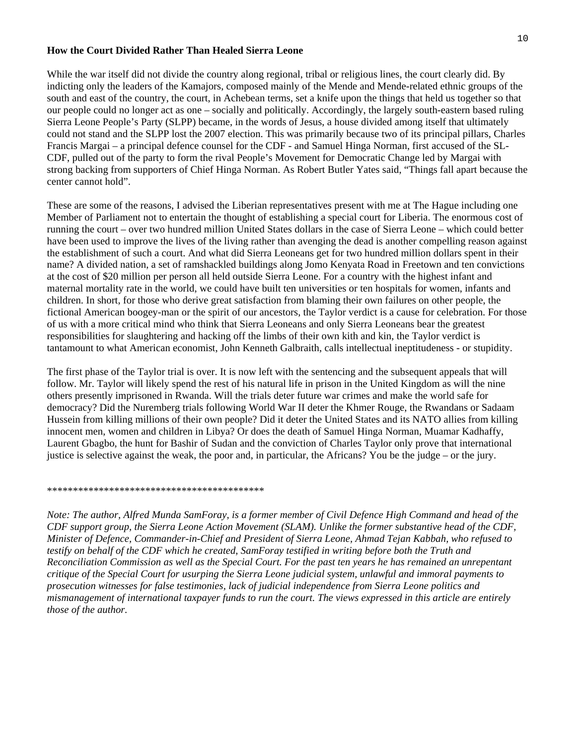**How the Court Divided Rather Than Healed Sierra Leone**

While the war itself did not divide the country along regional, tribal or religious lines, the court clearly did. By indicting only the leaders of the Kamajors, composed mainly of the Mende and Mende-related ethnic groups of the south and east of the country, the court, in Achebean terms, set a knife upon the things that held us together so that our people could no longer act as one – socially and politically. Accordingly, the largely south-eastern based ruling Sierra Leone People's Party (SLPP) became, in the words of Jesus, a house divided among itself that ultimately could not stand and the SLPP lost the 2007 election. This was primarily because two of its principal pillars, Charles Francis Margai – a principal defence counsel for the CDF - and Samuel Hinga Norman, first accused of the SL-CDF, pulled out of the party to form the rival People's Movement for Democratic Change led by Margai with strong backing from supporters of Chief Hinga Norman. As Robert Butler Yates said, "Things fall apart because the center cannot hold".

These are some of the reasons, I advised the Liberian representatives present with me at The Hague including one Member of Parliament not to entertain the thought of establishing a special court for Liberia. The enormous cost of running the court – over two hundred million United States dollars in the case of Sierra Leone – which could better have been used to improve the lives of the living rather than avenging the dead is another compelling reason against the establishment of such a court. And what did Sierra Leoneans get for two hundred million dollars spent in their name? A divided nation, a set of ramshackled buildings along Jomo Kenyata Road in Freetown and ten convictions at the cost of $20 million per person all held outside Sierra Leone. For a country with the highest infant and maternal mortality rate in the world, we could have built ten universities or ten hospitals for women, infants and children. In short, for those who derive great satisfaction from blaming their own failures on other people, the fictional American boogey-man or the spirit of our ancestors, the Taylor verdict is a cause for celebration. For those of us with a more critical mind who think that Sierra Leoneans and only Sierra Leoneans bear the greatest responsibilities for slaughtering and hacking off the limbs of their own kith and kin, the Taylor verdict is tantamount to what American economist, John Kenneth Galbraith, calls intellectual ineptitudeness - or stupidity.

The first phase of the Taylor trial is over. It is now left with the sentencing and the subsequent appeals that will follow. Mr. Taylor will likely spend the rest of his natural life in prison in the United Kingdom as will the nine others presently imprisoned in Rwanda. Will the trials deter future war crimes and make the world safe for democracy? Did the Nuremberg trials following World War II deter the Khmer Rouge, the Rwandans or Sadaam Hussein from killing millions of their own people? Did it deter the United States and its NATO allies from killing innocent men, women and children in Libya? Or does the death of Samuel Hinga Norman, Muamar Kadhaffy, Laurent Gbagbo, the hunt for Bashir of Sudan and the conviction of Charles Taylor only prove that international justice is selective against the weak, the poor and, in particular, the Africans? You be the judge – or the jury.

******************************************

*Note: The author, Alfred Munda SamForay, is a former member of Civil Defence High Command and head of the CDF support group, the Sierra Leone Action Movement (SLAM). Unlike the former substantive head of the CDF, Minister of Defence, Commander-in-Chief and President of Sierra Leone, Ahmad Tejan Kabbah, who refused to testify on behalf of the CDF which he created, SamForay testified in writing before both the Truth and Reconciliation Commission as well as the Special Court. For the past ten years he has remained an unrepentant critique of the Special Court for usurping the Sierra Leone judicial system, unlawful and immoral payments to prosecution witnesses for false testimonies, lack of judicial independence from Sierra Leone politics and mismanagement of international taxpayer funds to run the court. The views expressed in this article are entirely those of the author.*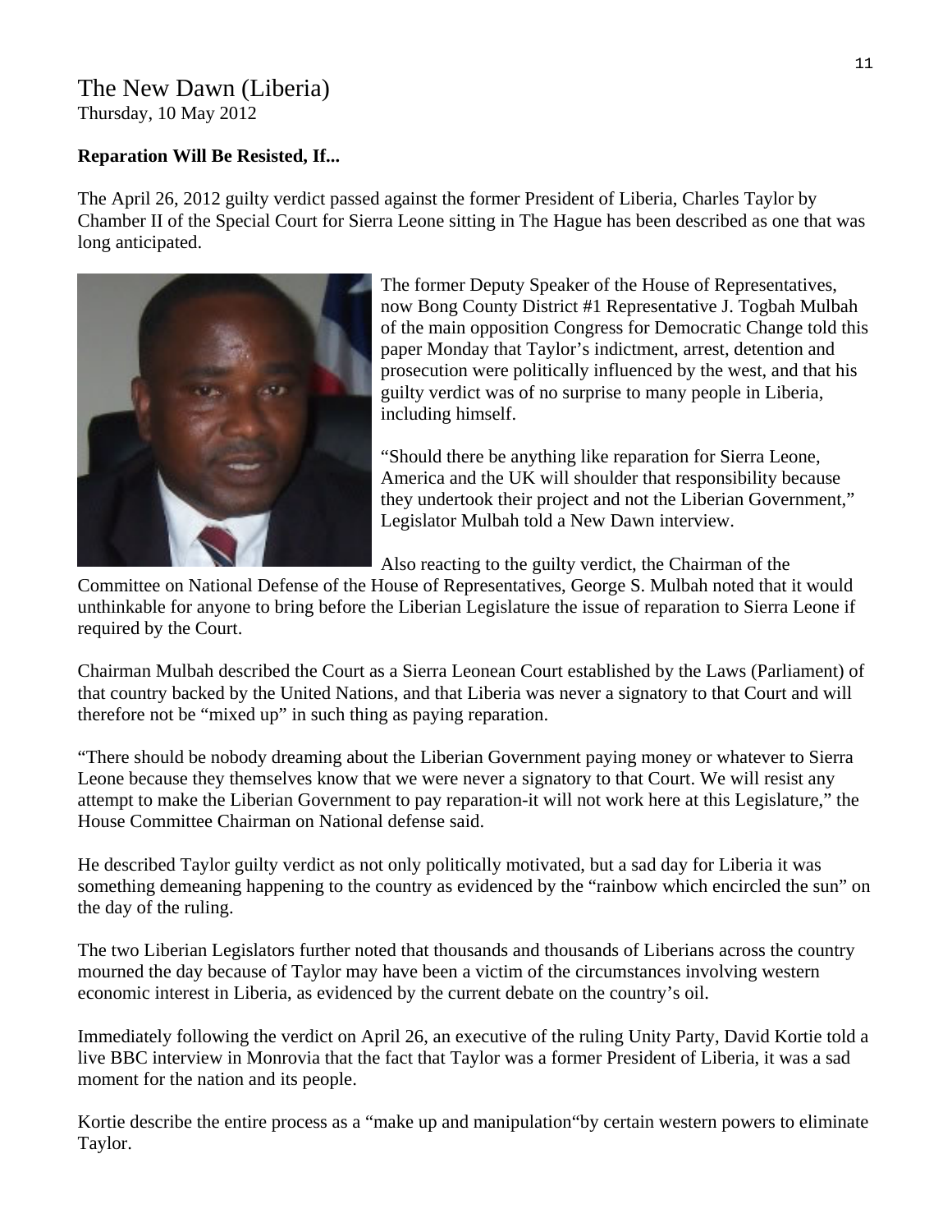The New Dawn (Liberia)
Thursday, 10 May 2012

**Reparation Will Be Resisted, If...**

The April 26, 2012 guilty verdict passed against the former President of Liberia, Charles Taylor by Chamber II of the Special Court for Sierra Leone sitting in The Hague has been described as one that was long anticipated.

The former Deputy Speaker of the House of Representatives, now Bong County District #1 Representative J. Togbah Mulbah of the main opposition Congress for Democratic Change told this paper Monday that Taylor's indictment, arrest, detention and prosecution were politically influenced by the west, and that his guilty verdict was of no surprise to many people in Liberia, including himself.

"Should there be anything like reparation for Sierra Leone, America and the UK will shoulder that responsibility because they undertook their project and not the Liberian Government," Legislator Mulbah told a New Dawn interview.

Also reacting to the guilty verdict, the Chairman of the Committee on National Defense of the House of Representatives, George S. Mulbah noted that it would unthinkable for anyone to bring before the Liberian Legislature the issue of reparation to Sierra Leone if required by the Court.

Chairman Mulbah described the Court as a Sierra Leonean Court established by the Laws (Parliament) of that country backed by the United Nations, and that Liberia was never a signatory to that Court and will therefore not be "mixed up" in such thing as paying reparation.

"There should be nobody dreaming about the Liberian Government paying money or whatever to Sierra Leone because they themselves know that we were never a signatory to that Court. We will resist any attempt to make the Liberian Government to pay reparation-it will not work here at this Legislature," the House Committee Chairman on National defense said.

He described Taylor guilty verdict as not only politically motivated, but a sad day for Liberia it was something demeaning happening to the country as evidenced by the "rainbow which encircled the sun" on the day of the ruling.

The two Liberian Legislators further noted that thousands and thousands of Liberians across the country mourned the day because of Taylor may have been a victim of the circumstances involving western economic interest in Liberia, as evidenced by the current debate on the country's oil.

Immediately following the verdict on April 26, an executive of the ruling Unity Party, David Kortie told a live BBC interview in Monrovia that the fact that Taylor was a former President of Liberia, it was a sad moment for the nation and its people.

Kortie describe the entire process as a "make up and manipulation"by certain western powers to eliminate Taylor.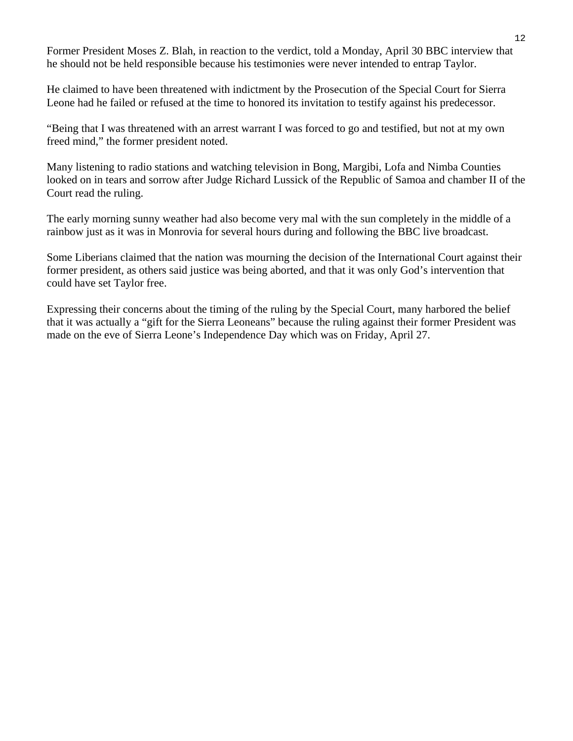Former President Moses Z. Blah, in reaction to the verdict, told a Monday, April 30 BBC interview that he should not be held responsible because his testimonies were never intended to entrap Taylor.

He claimed to have been threatened with indictment by the Prosecution of the Special Court for Sierra Leone had he failed or refused at the time to honored its invitation to testify against his predecessor.

"Being that I was threatened with an arrest warrant I was forced to go and testified, but not at my own freed mind," the former president noted.

Many listening to radio stations and watching television in Bong, Margibi, Lofa and Nimba Counties looked on in tears and sorrow after Judge Richard Lussick of the Republic of Samoa and chamber II of the Court read the ruling.

The early morning sunny weather had also become very mal with the sun completely in the middle of a rainbow just as it was in Monrovia for several hours during and following the BBC live broadcast.

Some Liberians claimed that the nation was mourning the decision of the International Court against their former president, as others said justice was being aborted, and that it was only God's intervention that could have set Taylor free.

Expressing their concerns about the timing of the ruling by the Special Court, many harbored the belief that it was actually a "gift for the Sierra Leoneans" because the ruling against their former President was made on the eve of Sierra Leone's Independence Day which was on Friday, April 27.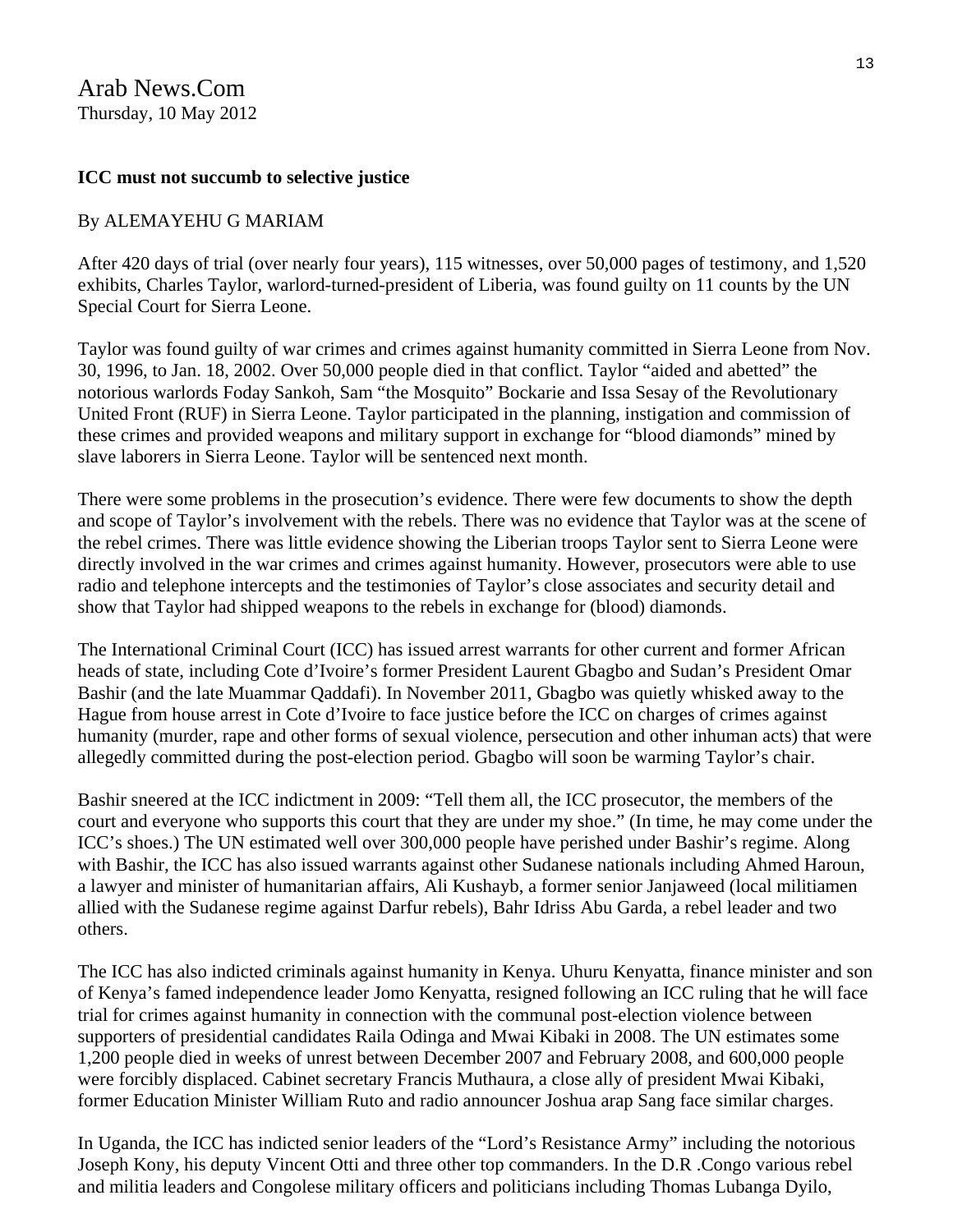Arab News.Com
Thursday, 10 May 2012

**ICC must not succumb to selective justice**

By ALEMAYEHU G MARIAM

After 420 days of trial (over nearly four years), 115 witnesses, over 50,000 pages of testimony, and 1,520 exhibits, Charles Taylor, warlord-turned-president of Liberia, was found guilty on 11 counts by the UN Special Court for Sierra Leone.

Taylor was found guilty of war crimes and crimes against humanity committed in Sierra Leone from Nov. 30, 1996, to Jan. 18, 2002. Over 50,000 people died in that conflict. Taylor "aided and abetted" the notorious warlords Foday Sankoh, Sam "the Mosquito" Bockarie and Issa Sesay of the Revolutionary United Front (RUF) in Sierra Leone. Taylor participated in the planning, instigation and commission of these crimes and provided weapons and military support in exchange for "blood diamonds" mined by slave laborers in Sierra Leone. Taylor will be sentenced next month.

There were some problems in the prosecution's evidence. There were few documents to show the depth and scope of Taylor's involvement with the rebels. There was no evidence that Taylor was at the scene of the rebel crimes. There was little evidence showing the Liberian troops Taylor sent to Sierra Leone were directly involved in the war crimes and crimes against humanity. However, prosecutors were able to use radio and telephone intercepts and the testimonies of Taylor's close associates and security detail and show that Taylor had shipped weapons to the rebels in exchange for (blood) diamonds.

The International Criminal Court (ICC) has issued arrest warrants for other current and former African heads of state, including Cote d'Ivoire's former President Laurent Gbagbo and Sudan's President Omar Bashir (and the late Muammar Qaddafi). In November 2011, Gbagbo was quietly whisked away to the Hague from house arrest in Cote d'Ivoire to face justice before the ICC on charges of crimes against humanity (murder, rape and other forms of sexual violence, persecution and other inhuman acts) that were allegedly committed during the post-election period. Gbagbo will soon be warming Taylor's chair.

Bashir sneered at the ICC indictment in 2009: "Tell them all, the ICC prosecutor, the members of the court and everyone who supports this court that they are under my shoe." (In time, he may come under the ICC's shoes.) The UN estimated well over 300,000 people have perished under Bashir's regime. Along with Bashir, the ICC has also issued warrants against other Sudanese nationals including Ahmed Haroun, a lawyer and minister of humanitarian affairs, Ali Kushayb, a former senior Janjaweed (local militiamen allied with the Sudanese regime against Darfur rebels), Bahr Idriss Abu Garda, a rebel leader and two others.

The ICC has also indicted criminals against humanity in Kenya. Uhuru Kenyatta, finance minister and son of Kenya's famed independence leader Jomo Kenyatta, resigned following an ICC ruling that he will face trial for crimes against humanity in connection with the communal post-election violence between supporters of presidential candidates Raila Odinga and Mwai Kibaki in 2008. The UN estimates some 1,200 people died in weeks of unrest between December 2007 and February 2008, and 600,000 people were forcibly displaced. Cabinet secretary Francis Muthaura, a close ally of president Mwai Kibaki, former Education Minister William Ruto and radio announcer Joshua arap Sang face similar charges.

In Uganda, the ICC has indicted senior leaders of the "Lord's Resistance Army" including the notorious Joseph Kony, his deputy Vincent Otti and three other top commanders. In the D.R .Congo various rebel and militia leaders and Congolese military officers and politicians including Thomas Lubanga Dyilo,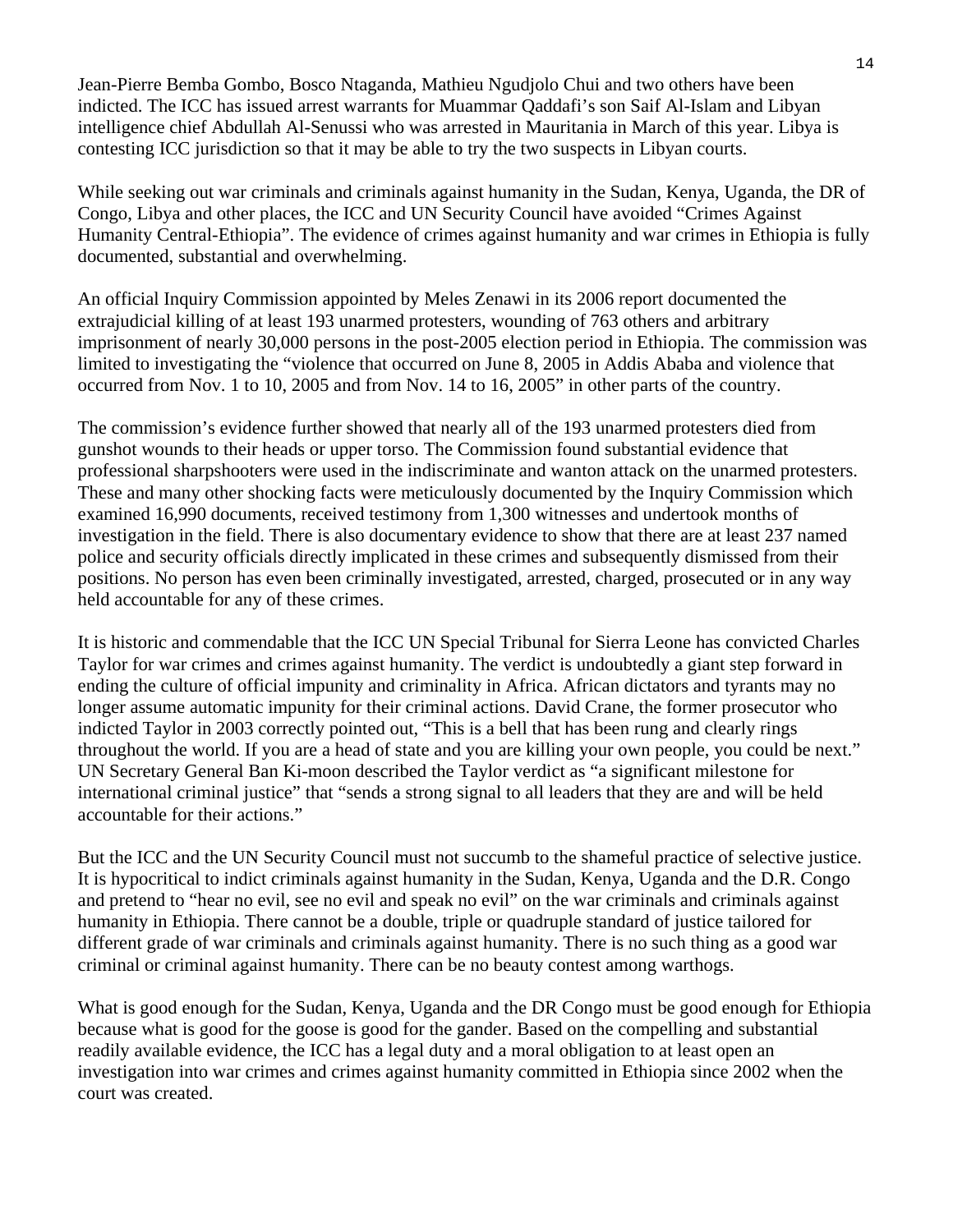Jean-Pierre Bemba Gombo, Bosco Ntaganda, Mathieu Ngudjolo Chui and two others have been indicted. The ICC has issued arrest warrants for Muammar Qaddafi's son Saif Al-Islam and Libyan intelligence chief Abdullah Al-Senussi who was arrested in Mauritania in March of this year. Libya is contesting ICC jurisdiction so that it may be able to try the two suspects in Libyan courts.

While seeking out war criminals and criminals against humanity in the Sudan, Kenya, Uganda, the DR of Congo, Libya and other places, the ICC and UN Security Council have avoided "Crimes Against Humanity Central-Ethiopia". The evidence of crimes against humanity and war crimes in Ethiopia is fully documented, substantial and overwhelming.

An official Inquiry Commission appointed by Meles Zenawi in its 2006 report documented the extrajudicial killing of at least 193 unarmed protesters, wounding of 763 others and arbitrary imprisonment of nearly 30,000 persons in the post-2005 election period in Ethiopia. The commission was limited to investigating the "violence that occurred on June 8, 2005 in Addis Ababa and violence that occurred from Nov. 1 to 10, 2005 and from Nov. 14 to 16, 2005" in other parts of the country.

The commission's evidence further showed that nearly all of the 193 unarmed protesters died from gunshot wounds to their heads or upper torso. The Commission found substantial evidence that professional sharpshooters were used in the indiscriminate and wanton attack on the unarmed protesters. These and many other shocking facts were meticulously documented by the Inquiry Commission which examined 16,990 documents, received testimony from 1,300 witnesses and undertook months of investigation in the field. There is also documentary evidence to show that there are at least 237 named police and security officials directly implicated in these crimes and subsequently dismissed from their positions. No person has even been criminally investigated, arrested, charged, prosecuted or in any way held accountable for any of these crimes.

It is historic and commendable that the ICC UN Special Tribunal for Sierra Leone has convicted Charles Taylor for war crimes and crimes against humanity. The verdict is undoubtedly a giant step forward in ending the culture of official impunity and criminality in Africa. African dictators and tyrants may no longer assume automatic impunity for their criminal actions. David Crane, the former prosecutor who indicted Taylor in 2003 correctly pointed out, "This is a bell that has been rung and clearly rings throughout the world. If you are a head of state and you are killing your own people, you could be next." UN Secretary General Ban Ki-moon described the Taylor verdict as "a significant milestone for international criminal justice" that "sends a strong signal to all leaders that they are and will be held accountable for their actions."

But the ICC and the UN Security Council must not succumb to the shameful practice of selective justice. It is hypocritical to indict criminals against humanity in the Sudan, Kenya, Uganda and the D.R. Congo and pretend to "hear no evil, see no evil and speak no evil" on the war criminals and criminals against humanity in Ethiopia. There cannot be a double, triple or quadruple standard of justice tailored for different grade of war criminals and criminals against humanity. There is no such thing as a good war criminal or criminal against humanity. There can be no beauty contest among warthogs.

What is good enough for the Sudan, Kenya, Uganda and the DR Congo must be good enough for Ethiopia because what is good for the goose is good for the gander. Based on the compelling and substantial readily available evidence, the ICC has a legal duty and a moral obligation to at least open an investigation into war crimes and crimes against humanity committed in Ethiopia since 2002 when the court was created.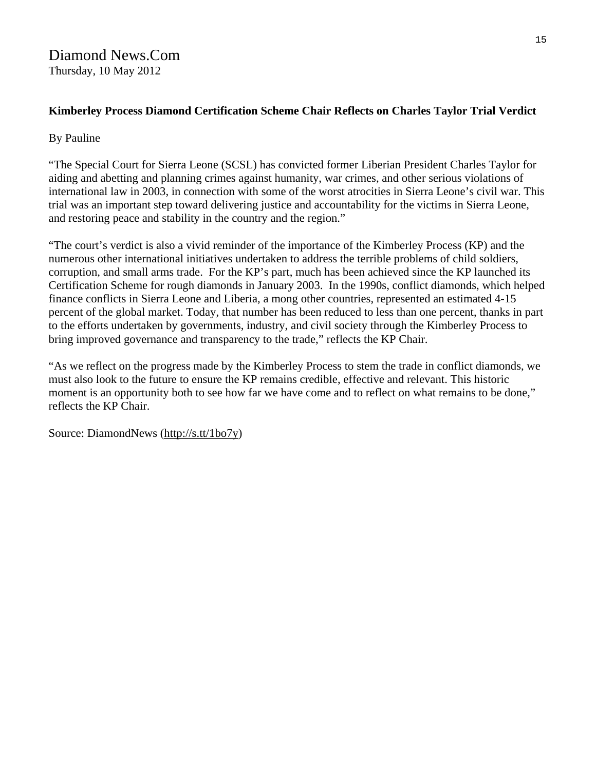Diamond News.Com
Thursday, 10 May 2012

**Kimberley Process Diamond Certification Scheme Chair Reflects on Charles Taylor Trial Verdict**

By Pauline

"The Special Court for Sierra Leone (SCSL) has convicted former Liberian President Charles Taylor for aiding and abetting and planning crimes against humanity, war crimes, and other serious violations of international law in 2003, in connection with some of the worst atrocities in Sierra Leone's civil war. This trial was an important step toward delivering justice and accountability for the victims in Sierra Leone, and restoring peace and stability in the country and the region."

"The court's verdict is also a vivid reminder of the importance of the Kimberley Process (KP) and the numerous other international initiatives undertaken to address the terrible problems of child soldiers, corruption, and small arms trade. For the KP's part, much has been achieved since the KP launched its Certification Scheme for rough diamonds in January 2003. In the 1990s, conflict diamonds, which helped finance conflicts in Sierra Leone and Liberia, a mong other countries, represented an estimated 4-15 percent of the global market. Today, that number has been reduced to less than one percent, thanks in part to the efforts undertaken by governments, industry, and civil society through the Kimberley Process to bring improved governance and transparency to the trade," reflects the KP Chair.

"As we reflect on the progress made by the Kimberley Process to stem the trade in conflict diamonds, we must also look to the future to ensure the KP remains credible, effective and relevant. This historic moment is an opportunity both to see how far we have come and to reflect on what remains to be done," reflects the KP Chair.

Source: DiamondNews (http://s.tt/1bo7y)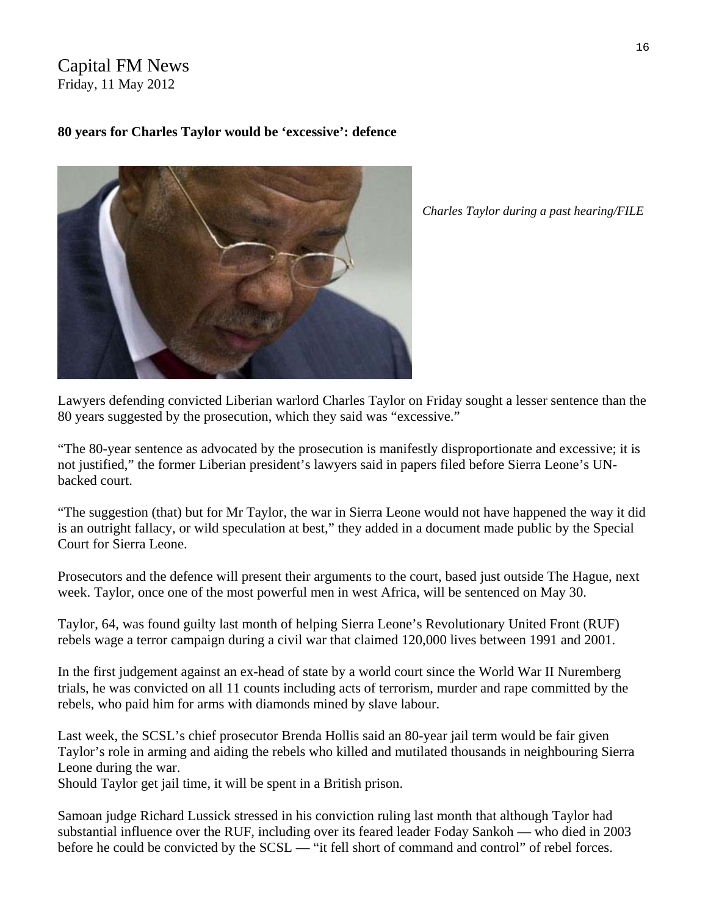Capital FM News
Friday, 11 May 2012

**80 years for Charles Taylor would be 'excessive': defence**

*Charles Taylor during a past hearing/FILE*

Lawyers defending convicted Liberian warlord Charles Taylor on Friday sought a lesser sentence than the 80 years suggested by the prosecution, which they said was "excessive."

"The 80-year sentence as advocated by the prosecution is manifestly disproportionate and excessive; it is not justified," the former Liberian president's lawyers said in papers filed before Sierra Leone's UN-backed court.

"The suggestion (that) but for Mr Taylor, the war in Sierra Leone would not have happened the way it did is an outright fallacy, or wild speculation at best," they added in a document made public by the Special Court for Sierra Leone.

Prosecutors and the defence will present their arguments to the court, based just outside The Hague, next week. Taylor, once one of the most powerful men in west Africa, will be sentenced on May 30.

Taylor, 64, was found guilty last month of helping Sierra Leone's Revolutionary United Front (RUF) rebels wage a terror campaign during a civil war that claimed 120,000 lives between 1991 and 2001.

In the first judgement against an ex-head of state by a world court since the World War II Nuremberg trials, he was convicted on all 11 counts including acts of terrorism, murder and rape committed by the rebels, who paid him for arms with diamonds mined by slave labour.

Last week, the SCSL's chief prosecutor Brenda Hollis said an 80-year jail term would be fair given Taylor's role in arming and aiding the rebels who killed and mutilated thousands in neighbouring Sierra Leone during the war.
Should Taylor get jail time, it will be spent in a British prison.

Samoan judge Richard Lussick stressed in his conviction ruling last month that although Taylor had substantial influence over the RUF, including over its feared leader Foday Sankoh — who died in 2003 before he could be convicted by the SCSL — "it fell short of command and control" of rebel forces.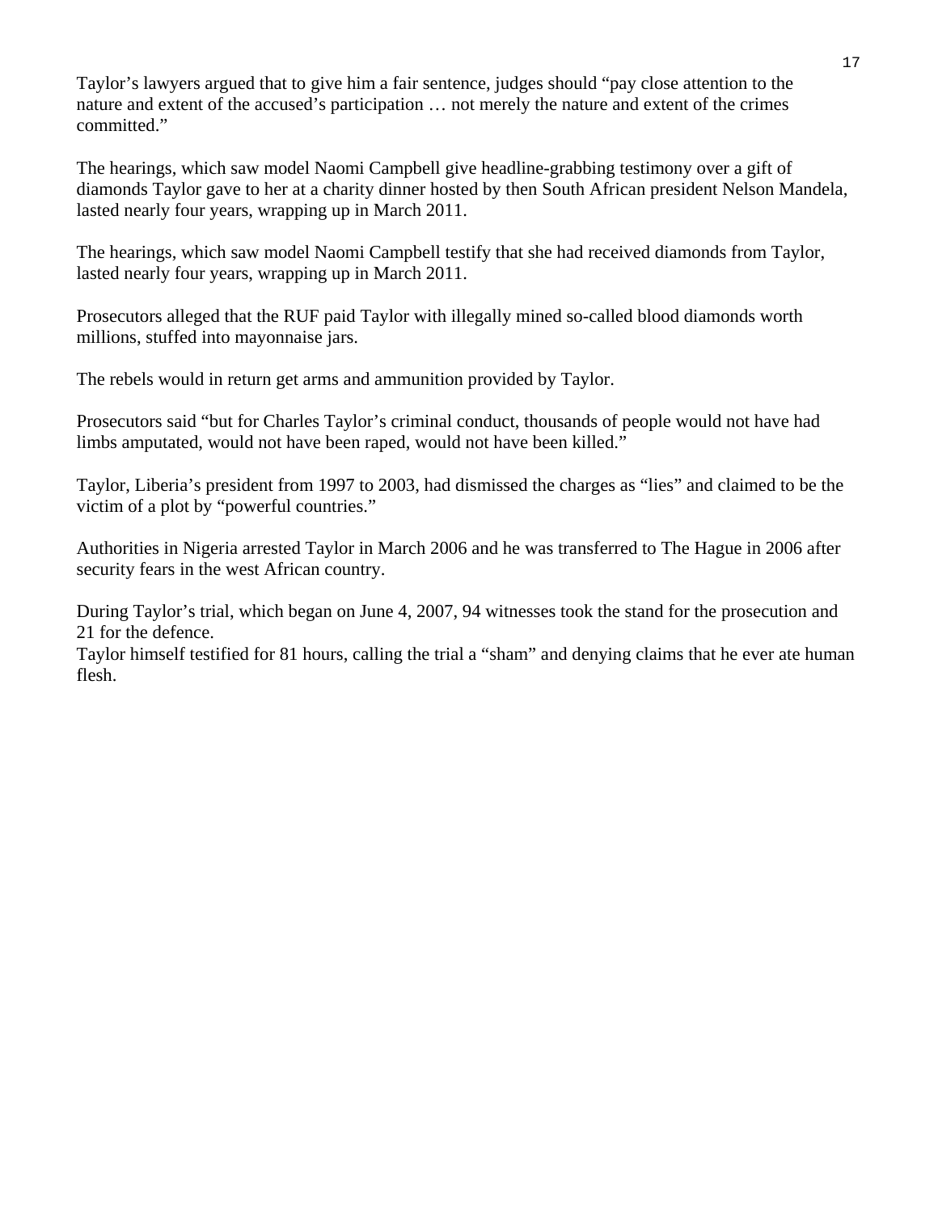Taylor's lawyers argued that to give him a fair sentence, judges should "pay close attention to the nature and extent of the accused's participation … not merely the nature and extent of the crimes committed."

The hearings, which saw model Naomi Campbell give headline-grabbing testimony over a gift of diamonds Taylor gave to her at a charity dinner hosted by then South African president Nelson Mandela, lasted nearly four years, wrapping up in March 2011.

The hearings, which saw model Naomi Campbell testify that she had received diamonds from Taylor, lasted nearly four years, wrapping up in March 2011.

Prosecutors alleged that the RUF paid Taylor with illegally mined so-called blood diamonds worth millions, stuffed into mayonnaise jars.

The rebels would in return get arms and ammunition provided by Taylor.

Prosecutors said "but for Charles Taylor's criminal conduct, thousands of people would not have had limbs amputated, would not have been raped, would not have been killed."

Taylor, Liberia's president from 1997 to 2003, had dismissed the charges as "lies" and claimed to be the victim of a plot by "powerful countries."

Authorities in Nigeria arrested Taylor in March 2006 and he was transferred to The Hague in 2006 after security fears in the west African country.

During Taylor's trial, which began on June 4, 2007, 94 witnesses took the stand for the prosecution and 21 for the defence.

Taylor himself testified for 81 hours, calling the trial a "sham" and denying claims that he ever ate human flesh.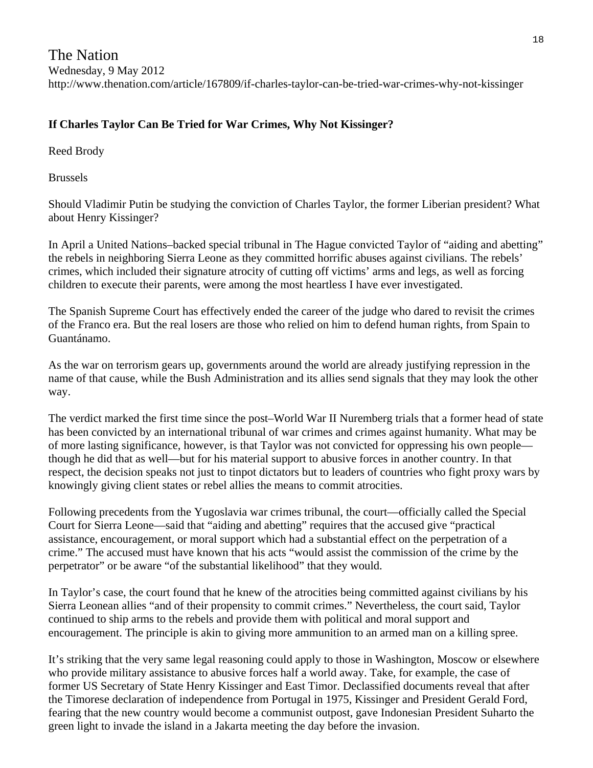The Nation

Wednesday, 9 May 2012

http://www.thenation.com/article/167809/if-charles-taylor-can-be-tried-war-crimes-why-not-kissinger

**If Charles Taylor Can Be Tried for War Crimes, Why Not Kissinger?**

Reed Brody

Brussels

Should Vladimir Putin be studying the conviction of Charles Taylor, the former Liberian president? What about Henry Kissinger?

In April a United Nations–backed special tribunal in The Hague convicted Taylor of "aiding and abetting" the rebels in neighboring Sierra Leone as they committed horrific abuses against civilians. The rebels' crimes, which included their signature atrocity of cutting off victims' arms and legs, as well as forcing children to execute their parents, were among the most heartless I have ever investigated.

The Spanish Supreme Court has effectively ended the career of the judge who dared to revisit the crimes of the Franco era. But the real losers are those who relied on him to defend human rights, from Spain to Guantánamo.

As the war on terrorism gears up, governments around the world are already justifying repression in the name of that cause, while the Bush Administration and its allies send signals that they may look the other way.

The verdict marked the first time since the post–World War II Nuremberg trials that a former head of state has been convicted by an international tribunal of war crimes and crimes against humanity. What may be of more lasting significance, however, is that Taylor was not convicted for oppressing his own people—though he did that as well—but for his material support to abusive forces in another country. In that respect, the decision speaks not just to tinpot dictators but to leaders of countries who fight proxy wars by knowingly giving client states or rebel allies the means to commit atrocities.

Following precedents from the Yugoslavia war crimes tribunal, the court—officially called the Special Court for Sierra Leone—said that "aiding and abetting" requires that the accused give "practical assistance, encouragement, or moral support which had a substantial effect on the perpetration of a crime." The accused must have known that his acts "would assist the commission of the crime by the perpetrator" or be aware "of the substantial likelihood" that they would.

In Taylor's case, the court found that he knew of the atrocities being committed against civilians by his Sierra Leonean allies "and of their propensity to commit crimes." Nevertheless, the court said, Taylor continued to ship arms to the rebels and provide them with political and moral support and encouragement. The principle is akin to giving more ammunition to an armed man on a killing spree.

It's striking that the very same legal reasoning could apply to those in Washington, Moscow or elsewhere who provide military assistance to abusive forces half a world away. Take, for example, the case of former US Secretary of State Henry Kissinger and East Timor. Declassified documents reveal that after the Timorese declaration of independence from Portugal in 1975, Kissinger and President Gerald Ford, fearing that the new country would become a communist outpost, gave Indonesian President Suharto the green light to invade the island in a Jakarta meeting the day before the invasion.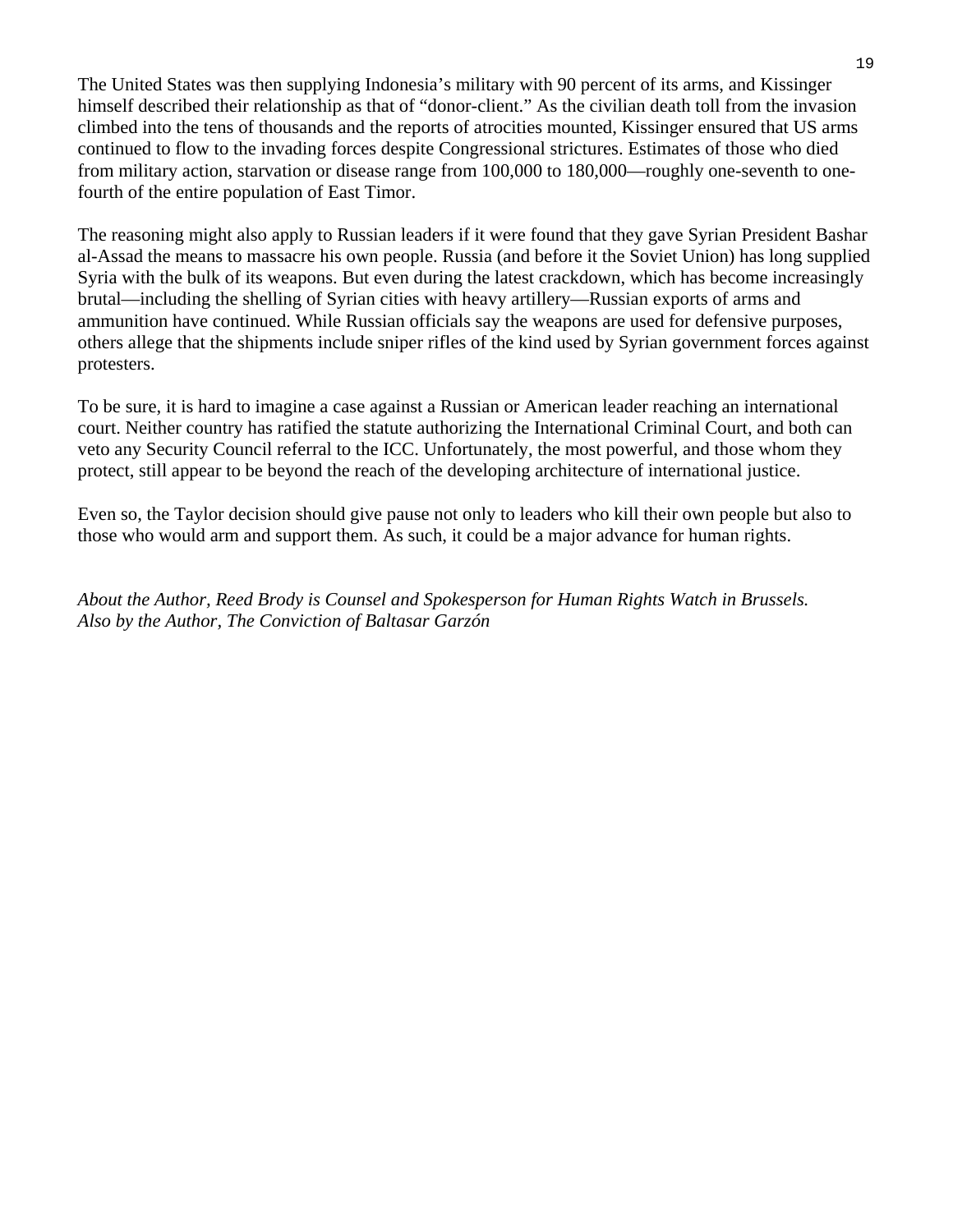The United States was then supplying Indonesia's military with 90 percent of its arms, and Kissinger himself described their relationship as that of "donor-client." As the civilian death toll from the invasion climbed into the tens of thousands and the reports of atrocities mounted, Kissinger ensured that US arms continued to flow to the invading forces despite Congressional strictures. Estimates of those who died from military action, starvation or disease range from 100,000 to 180,000—roughly one-seventh to one-fourth of the entire population of East Timor.

The reasoning might also apply to Russian leaders if it were found that they gave Syrian President Bashar al-Assad the means to massacre his own people. Russia (and before it the Soviet Union) has long supplied Syria with the bulk of its weapons. But even during the latest crackdown, which has become increasingly brutal—including the shelling of Syrian cities with heavy artillery—Russian exports of arms and ammunition have continued. While Russian officials say the weapons are used for defensive purposes, others allege that the shipments include sniper rifles of the kind used by Syrian government forces against protesters.

To be sure, it is hard to imagine a case against a Russian or American leader reaching an international court. Neither country has ratified the statute authorizing the International Criminal Court, and both can veto any Security Council referral to the ICC. Unfortunately, the most powerful, and those whom they protect, still appear to be beyond the reach of the developing architecture of international justice.

Even so, the Taylor decision should give pause not only to leaders who kill their own people but also to those who would arm and support them. As such, it could be a major advance for human rights.

*About the Author, Reed Brody is Counsel and Spokesperson for Human Rights Watch in Brussels.*
*Also by the Author, The Conviction of Baltasar Garzón*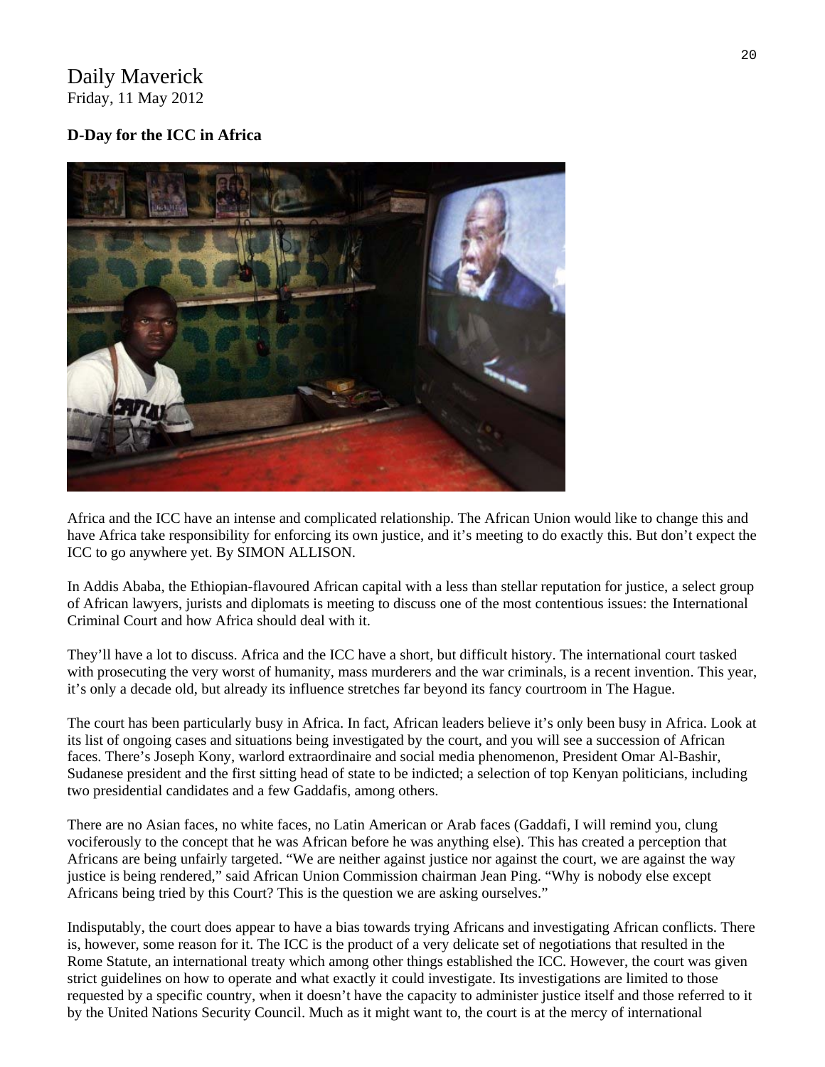Daily Maverick
Friday, 11 May 2012

**D-Day for the ICC in Africa**

Africa and the ICC have an intense and complicated relationship. The African Union would like to change this and have Africa take responsibility for enforcing its own justice, and it's meeting to do exactly this. But don't expect the ICC to go anywhere yet. By SIMON ALLISON.

In Addis Ababa, the Ethiopian-flavoured African capital with a less than stellar reputation for justice, a select group of African lawyers, jurists and diplomats is meeting to discuss one of the most contentious issues: the International Criminal Court and how Africa should deal with it.

They'll have a lot to discuss. Africa and the ICC have a short, but difficult history. The international court tasked with prosecuting the very worst of humanity, mass murderers and the war criminals, is a recent invention. This year, it's only a decade old, but already its influence stretches far beyond its fancy courtroom in The Hague.

The court has been particularly busy in Africa. In fact, African leaders believe it's only been busy in Africa. Look at its list of ongoing cases and situations being investigated by the court, and you will see a succession of African faces. There's Joseph Kony, warlord extraordinaire and social media phenomenon, President Omar Al-Bashir, Sudanese president and the first sitting head of state to be indicted; a selection of top Kenyan politicians, including two presidential candidates and a few Gaddafis, among others.

There are no Asian faces, no white faces, no Latin American or Arab faces (Gaddafi, I will remind you, clung vociferously to the concept that he was African before he was anything else). This has created a perception that Africans are being unfairly targeted. "We are neither against justice nor against the court, we are against the way justice is being rendered," said African Union Commission chairman Jean Ping. "Why is nobody else except Africans being tried by this Court? This is the question we are asking ourselves."

Indisputably, the court does appear to have a bias towards trying Africans and investigating African conflicts. There is, however, some reason for it. The ICC is the product of a very delicate set of negotiations that resulted in the Rome Statute, an international treaty which among other things established the ICC. However, the court was given strict guidelines on how to operate and what exactly it could investigate. Its investigations are limited to those requested by a specific country, when it doesn't have the capacity to administer justice itself and those referred to it by the United Nations Security Council. Much as it might want to, the court is at the mercy of international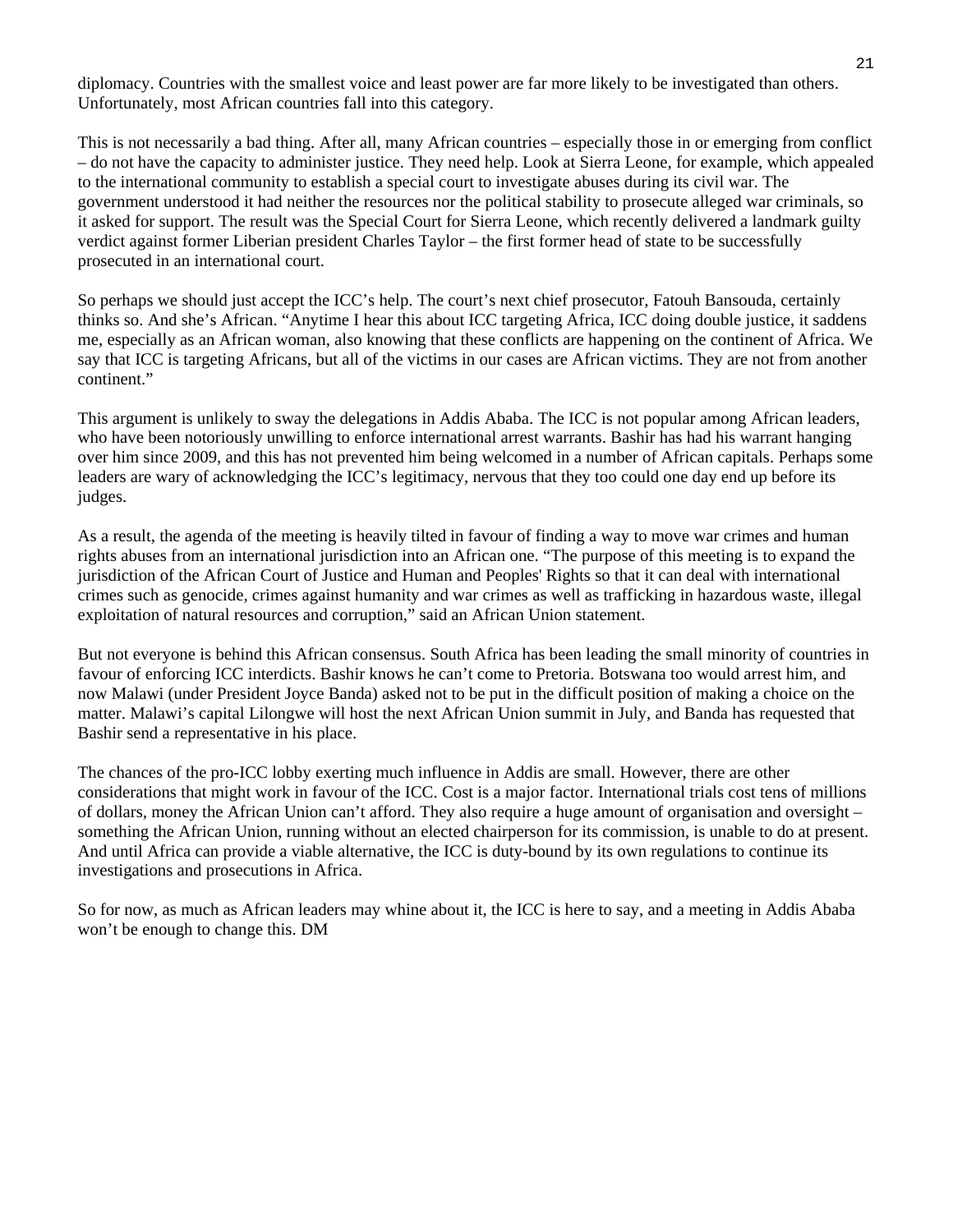diplomacy. Countries with the smallest voice and least power are far more likely to be investigated than others. Unfortunately, most African countries fall into this category.

This is not necessarily a bad thing. After all, many African countries – especially those in or emerging from conflict – do not have the capacity to administer justice. They need help. Look at Sierra Leone, for example, which appealed to the international community to establish a special court to investigate abuses during its civil war. The government understood it had neither the resources nor the political stability to prosecute alleged war criminals, so it asked for support. The result was the Special Court for Sierra Leone, which recently delivered a landmark guilty verdict against former Liberian president Charles Taylor – the first former head of state to be successfully prosecuted in an international court.

So perhaps we should just accept the ICC's help. The court's next chief prosecutor, Fatouh Bansouda, certainly thinks so. And she's African. "Anytime I hear this about ICC targeting Africa, ICC doing double justice, it saddens me, especially as an African woman, also knowing that these conflicts are happening on the continent of Africa. We say that ICC is targeting Africans, but all of the victims in our cases are African victims. They are not from another continent."

This argument is unlikely to sway the delegations in Addis Ababa. The ICC is not popular among African leaders, who have been notoriously unwilling to enforce international arrest warrants. Bashir has had his warrant hanging over him since 2009, and this has not prevented him being welcomed in a number of African capitals. Perhaps some leaders are wary of acknowledging the ICC's legitimacy, nervous that they too could one day end up before its judges.

As a result, the agenda of the meeting is heavily tilted in favour of finding a way to move war crimes and human rights abuses from an international jurisdiction into an African one. "The purpose of this meeting is to expand the jurisdiction of the African Court of Justice and Human and Peoples' Rights so that it can deal with international crimes such as genocide, crimes against humanity and war crimes as well as trafficking in hazardous waste, illegal exploitation of natural resources and corruption," said an African Union statement.

But not everyone is behind this African consensus. South Africa has been leading the small minority of countries in favour of enforcing ICC interdicts. Bashir knows he can't come to Pretoria. Botswana too would arrest him, and now Malawi (under President Joyce Banda) asked not to be put in the difficult position of making a choice on the matter. Malawi's capital Lilongwe will host the next African Union summit in July, and Banda has requested that Bashir send a representative in his place.

The chances of the pro-ICC lobby exerting much influence in Addis are small. However, there are other considerations that might work in favour of the ICC. Cost is a major factor. International trials cost tens of millions of dollars, money the African Union can't afford. They also require a huge amount of organisation and oversight – something the African Union, running without an elected chairperson for its commission, is unable to do at present. And until Africa can provide a viable alternative, the ICC is duty-bound by its own regulations to continue its investigations and prosecutions in Africa.

So for now, as much as African leaders may whine about it, the ICC is here to say, and a meeting in Addis Ababa won't be enough to change this. DM